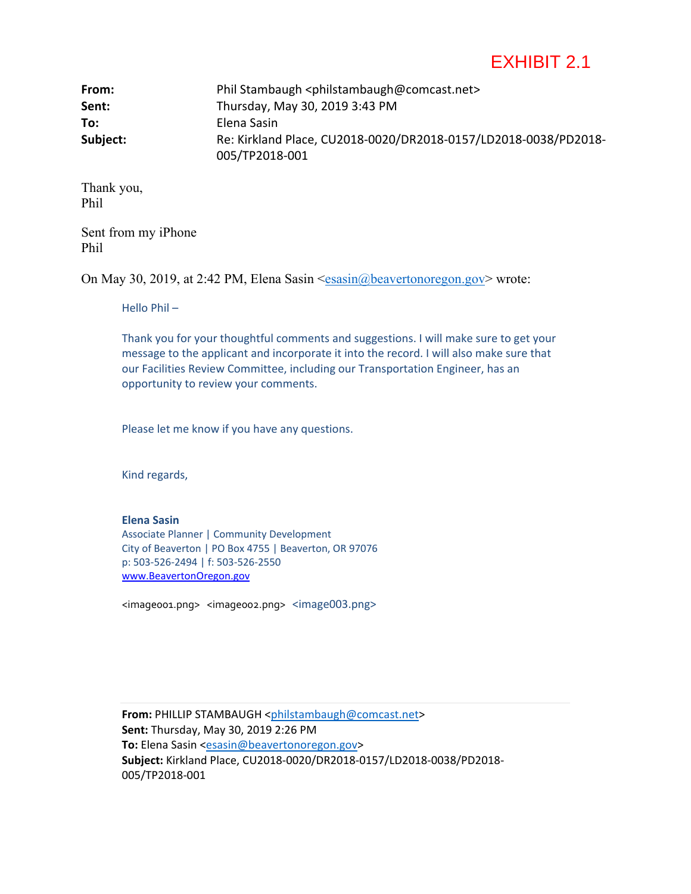EXHIBIT 2.1

**From:** Phil Stambaugh <philstambaugh@comcast.net>
**Sent:** Thursday, May 30, 2019 3:43 PM
**To:** Elena Sasin
**Subject:** Re: Kirkland Place, CU2018-0020/DR2018-0157/LD2018-0038/PD2018-005/TP2018-001

Thank you,
Phil

Sent from my iPhone
Phil

On May 30, 2019, at 2:42 PM, Elena Sasin <esasin@beavertonoregon.gov> wrote:

> Hello Phil –
>
> Thank you for your thoughtful comments and suggestions. I will make sure to get your message to the applicant and incorporate it into the record. I will also make sure that our Facilities Review Committee, including our Transportation Engineer, has an opportunity to review your comments.
>
> Please let me know if you have any questions.
>
> Kind regards,
>
> **Elena Sasin**
> Associate Planner | Community Development
> City of Beaverton | PO Box 4755 | Beaverton, OR 97076
> p: 503-526-2494 | f: 503-526-2550
> www.BeavertonOregon.gov
>
> <image001.png> <image002.png> <image003.png>
>
> ---
>
> **From:** PHILLIP STAMBAUGH <philstambaugh@comcast.net>
> **Sent:** Thursday, May 30, 2019 2:26 PM
> **To:** Elena Sasin <esasin@beavertonoregon.gov>
> **Subject:** Kirkland Place, CU2018-0020/DR2018-0157/LD2018-0038/PD2018-005/TP2018-001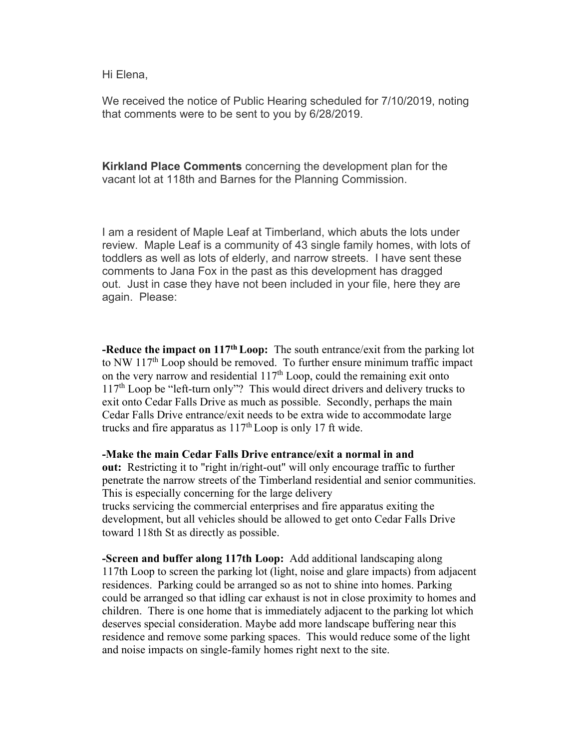Hi Elena,

We received the notice of Public Hearing scheduled for 7/10/2019, noting that comments were to be sent to you by 6/28/2019.

**Kirkland Place Comments** concerning the development plan for the vacant lot at 118th and Barnes for the Planning Commission.

I am a resident of Maple Leaf at Timberland, which abuts the lots under review. Maple Leaf is a community of 43 single family homes, with lots of toddlers as well as lots of elderly, and narrow streets. I have sent these comments to Jana Fox in the past as this development has dragged out. Just in case they have not been included in your file, here they are again. Please:

**-Reduce the impact on 117th Loop:** The south entrance/exit from the parking lot to NW 117th Loop should be removed. To further ensure minimum traffic impact on the very narrow and residential 117th Loop, could the remaining exit onto 117th Loop be "left-turn only"? This would direct drivers and delivery trucks to exit onto Cedar Falls Drive as much as possible. Secondly, perhaps the main Cedar Falls Drive entrance/exit needs to be extra wide to accommodate large trucks and fire apparatus as 117th Loop is only 17 ft wide.

**-Make the main Cedar Falls Drive entrance/exit a normal in and out:** Restricting it to "right in/right-out" will only encourage traffic to further penetrate the narrow streets of the Timberland residential and senior communities. This is especially concerning for the large delivery trucks servicing the commercial enterprises and fire apparatus exiting the development, but all vehicles should be allowed to get onto Cedar Falls Drive toward 118th St as directly as possible.

**-Screen and buffer along 117th Loop:** Add additional landscaping along 117th Loop to screen the parking lot (light, noise and glare impacts) from adjacent residences. Parking could be arranged so as not to shine into homes. Parking could be arranged so that idling car exhaust is not in close proximity to homes and children. There is one home that is immediately adjacent to the parking lot which deserves special consideration. Maybe add more landscape buffering near this residence and remove some parking spaces. This would reduce some of the light and noise impacts on single-family homes right next to the site.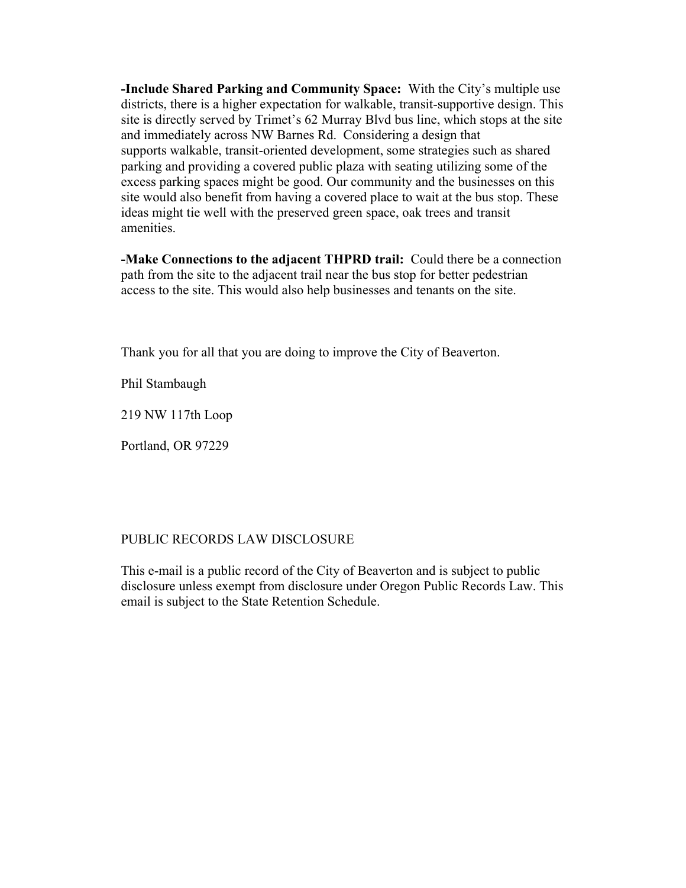**-Include Shared Parking and Community Space:** With the City's multiple use districts, there is a higher expectation for walkable, transit-supportive design. This site is directly served by Trimet's 62 Murray Blvd bus line, which stops at the site and immediately across NW Barnes Rd. Considering a design that supports walkable, transit-oriented development, some strategies such as shared parking and providing a covered public plaza with seating utilizing some of the excess parking spaces might be good. Our community and the businesses on this site would also benefit from having a covered place to wait at the bus stop. These ideas might tie well with the preserved green space, oak trees and transit amenities.

**-Make Connections to the adjacent THPRD trail:** Could there be a connection path from the site to the adjacent trail near the bus stop for better pedestrian access to the site. This would also help businesses and tenants on the site.

Thank you for all that you are doing to improve the City of Beaverton.

Phil Stambaugh

219 NW 117th Loop

Portland, OR 97229

PUBLIC RECORDS LAW DISCLOSURE

This e-mail is a public record of the City of Beaverton and is subject to public disclosure unless exempt from disclosure under Oregon Public Records Law. This email is subject to the State Retention Schedule.